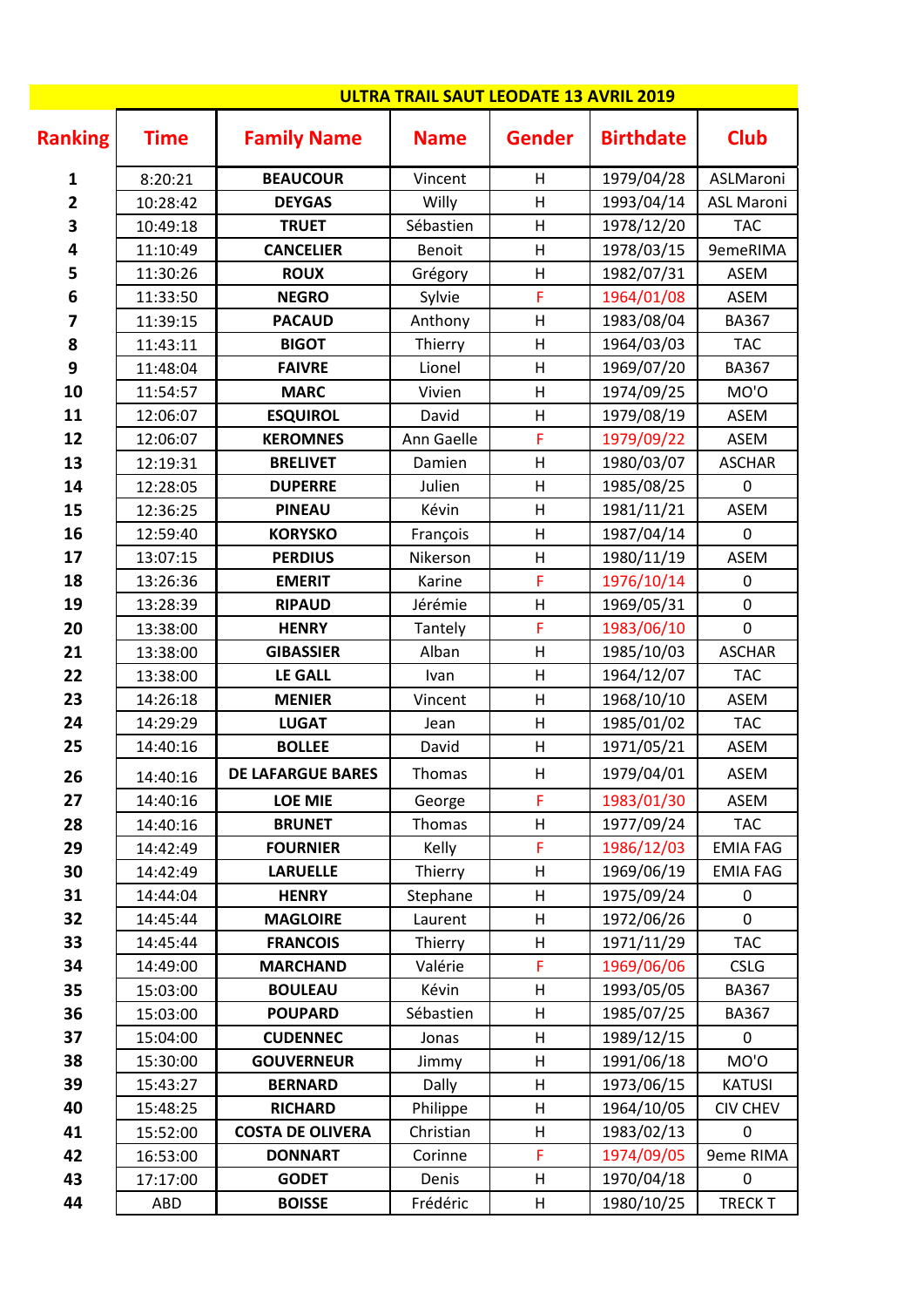# ULTRA TRAIL SAUT LEODATE 13 AVRIL 2019

| Ranking | Time | Family Name | Name | Gender | Birthdate | Club |
|---|---|---|---|---|---|---|
| 1 | 8:20:21 | BEAUCOUR | Vincent | H | 1979/04/28 | ASLMaroni |
| 2 | 10:28:42 | DEYGAS | Willy | H | 1993/04/14 | ASL Maroni |
| 3 | 10:49:18 | TRUET | Sébastien | H | 1978/12/20 | TAC |
| 4 | 11:10:49 | CANCELIER | Benoit | H | 1978/03/15 | 9emeRIMA |
| 5 | 11:30:26 | ROUX | Grégory | H | 1982/07/31 | ASEM |
| 6 | 11:33:50 | NEGRO | Sylvie | F | 1964/01/08 | ASEM |
| 7 | 11:39:15 | PACAUD | Anthony | H | 1983/08/04 | BA367 |
| 8 | 11:43:11 | BIGOT | Thierry | H | 1964/03/03 | TAC |
| 9 | 11:48:04 | FAIVRE | Lionel | H | 1969/07/20 | BA367 |
| 10 | 11:54:57 | MARC | Vivien | H | 1974/09/25 | MO'O |
| 11 | 12:06:07 | ESQUIROL | David | H | 1979/08/19 | ASEM |
| 12 | 12:06:07 | KEROMNES | Ann Gaelle | F | 1979/09/22 | ASEM |
| 13 | 12:19:31 | BRELIVET | Damien | H | 1980/03/07 | ASCHAR |
| 14 | 12:28:05 | DUPERRE | Julien | H | 1985/08/25 | 0 |
| 15 | 12:36:25 | PINEAU | Kévin | H | 1981/11/21 | ASEM |
| 16 | 12:59:40 | KORYSKO | François | H | 1987/04/14 | 0 |
| 17 | 13:07:15 | PERDIUS | Nikerson | H | 1980/11/19 | ASEM |
| 18 | 13:26:36 | EMERIT | Karine | F | 1976/10/14 | 0 |
| 19 | 13:28:39 | RIPAUD | Jérémie | H | 1969/05/31 | 0 |
| 20 | 13:38:00 | HENRY | Tantely | F | 1983/06/10 | 0 |
| 21 | 13:38:00 | GIBASSIER | Alban | H | 1985/10/03 | ASCHAR |
| 22 | 13:38:00 | LE GALL | Ivan | H | 1964/12/07 | TAC |
| 23 | 14:26:18 | MENIER | Vincent | H | 1968/10/10 | ASEM |
| 24 | 14:29:29 | LUGAT | Jean | H | 1985/01/02 | TAC |
| 25 | 14:40:16 | BOLLEE | David | H | 1971/05/21 | ASEM |
| 26 | 14:40:16 | DE LAFARGUE BARES | Thomas | H | 1979/04/01 | ASEM |
| 27 | 14:40:16 | LOE MIE | George | F | 1983/01/30 | ASEM |
| 28 | 14:40:16 | BRUNET | Thomas | H | 1977/09/24 | TAC |
| 29 | 14:42:49 | FOURNIER | Kelly | F | 1986/12/03 | EMIA FAG |
| 30 | 14:42:49 | LARUELLE | Thierry | H | 1969/06/19 | EMIA FAG |
| 31 | 14:44:04 | HENRY | Stephane | H | 1975/09/24 | 0 |
| 32 | 14:45:44 | MAGLOIRE | Laurent | H | 1972/06/26 | 0 |
| 33 | 14:45:44 | FRANCOIS | Thierry | H | 1971/11/29 | TAC |
| 34 | 14:49:00 | MARCHAND | Valérie | F | 1969/06/06 | CSLG |
| 35 | 15:03:00 | BOULEAU | Kévin | H | 1993/05/05 | BA367 |
| 36 | 15:03:00 | POUPARD | Sébastien | H | 1985/07/25 | BA367 |
| 37 | 15:04:00 | CUDENNEC | Jonas | H | 1989/12/15 | 0 |
| 38 | 15:30:00 | GOUVERNEUR | Jimmy | H | 1991/06/18 | MO'O |
| 39 | 15:43:27 | BERNARD | Dally | H | 1973/06/15 | KATUSI |
| 40 | 15:48:25 | RICHARD | Philippe | H | 1964/10/05 | CIV CHEV |
| 41 | 15:52:00 | COSTA DE OLIVERA | Christian | H | 1983/02/13 | 0 |
| 42 | 16:53:00 | DONNART | Corinne | F | 1974/09/05 | 9eme RIMA |
| 43 | 17:17:00 | GODET | Denis | H | 1970/04/18 | 0 |
| 44 | ABD | BOISSE | Frédéric | H | 1980/10/25 | TRECK T |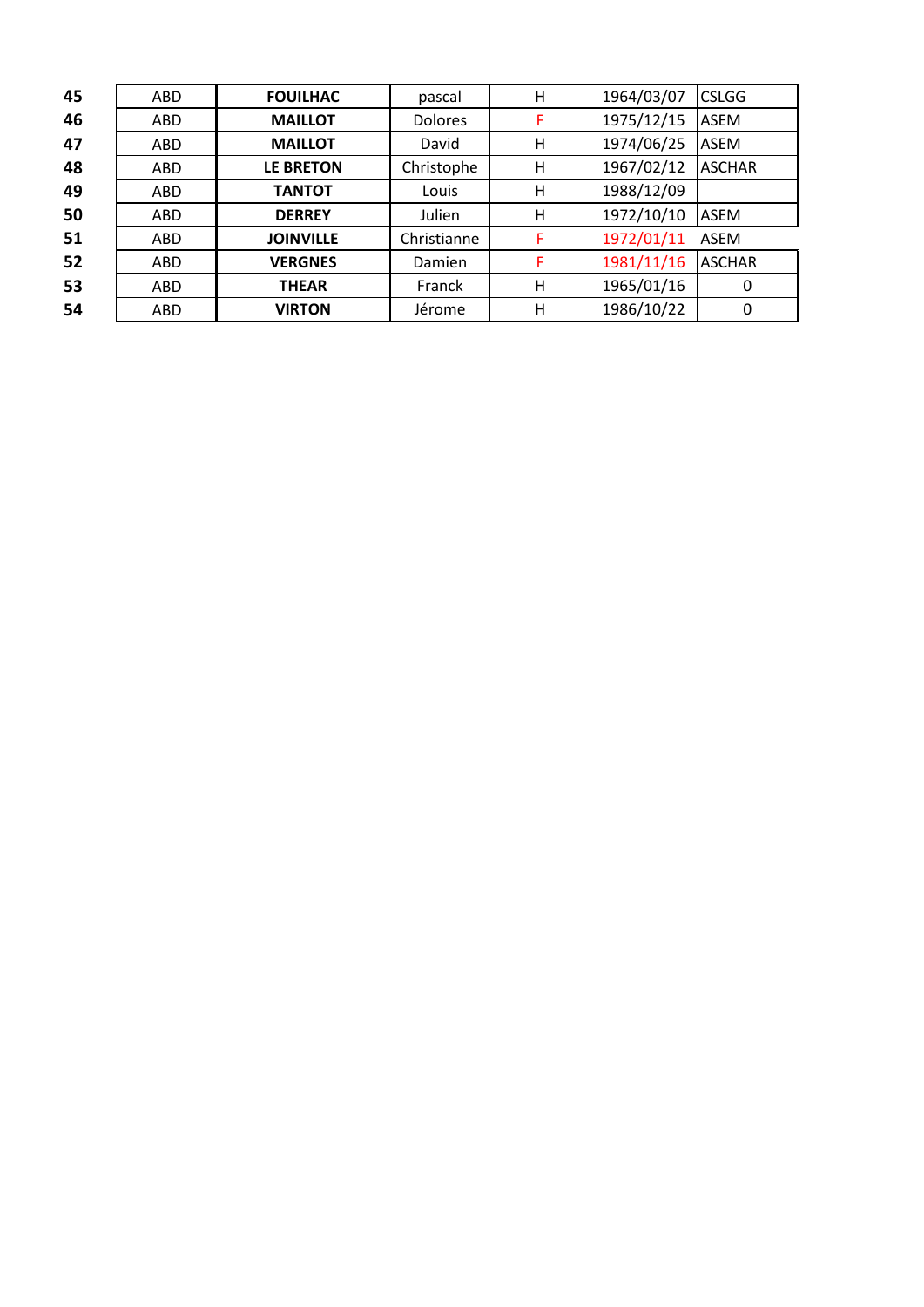| | | | | | | |
|---|---|---|---|---|---|---|
| **45** | ABD | **FOUILHAC** | pascal | H | 1964/03/07 | CSLGG |
| **46** | ABD | **MAILLOT** | Dolores | F | 1975/12/15 | ASEM |
| **47** | ABD | **MAILLOT** | David | H | 1974/06/25 | ASEM |
| **48** | ABD | **LE BRETON** | Christophe | H | 1967/02/12 | ASCHAR |
| **49** | ABD | **TANTOT** | Louis | H | 1988/12/09 | |
| **50** | ABD | **DERREY** | Julien | H | 1972/10/10 | ASEM |
| **51** | ABD | **JOINVILLE** | Christianne | F | 1972/01/11 | ASEM |
| **52** | ABD | **VERGNES** | Damien | F | 1981/11/16 | ASCHAR |
| **53** | ABD | **THEAR** | Franck | H | 1965/01/16 | 0 |
| **54** | ABD | **VIRTON** | Jérome | H | 1986/10/22 | 0 |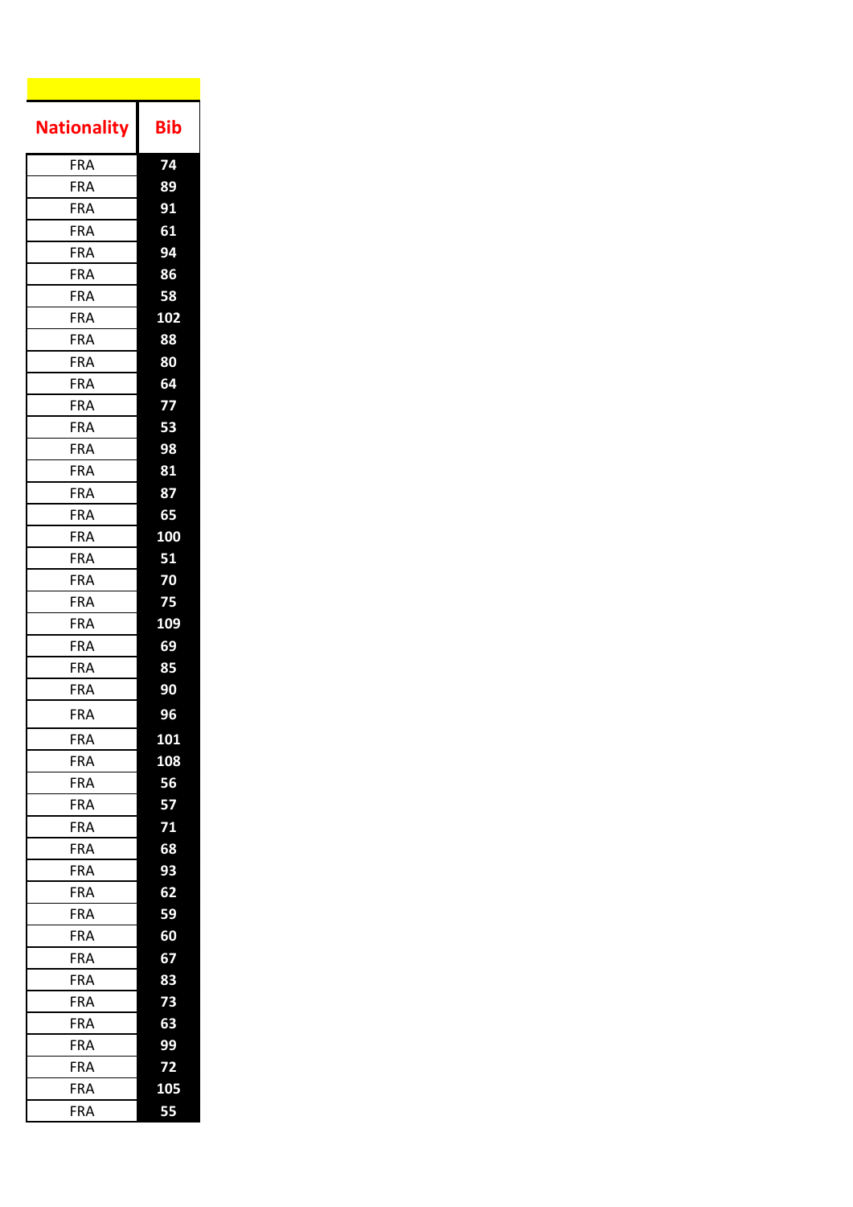| Nationality | Bib |
|---|---|
| FRA | 74 |
| FRA | 89 |
| FRA | 91 |
| FRA | 61 |
| FRA | 94 |
| FRA | 86 |
| FRA | 58 |
| FRA | 102 |
| FRA | 88 |
| FRA | 80 |
| FRA | 64 |
| FRA | 77 |
| FRA | 53 |
| FRA | 98 |
| FRA | 81 |
| FRA | 87 |
| FRA | 65 |
| FRA | 100 |
| FRA | 51 |
| FRA | 70 |
| FRA | 75 |
| FRA | 109 |
| FRA | 69 |
| FRA | 85 |
| FRA | 90 |
| FRA | 96 |
| FRA | 101 |
| FRA | 108 |
| FRA | 56 |
| FRA | 57 |
| FRA | 71 |
| FRA | 68 |
| FRA | 93 |
| FRA | 62 |
| FRA | 59 |
| FRA | 60 |
| FRA | 67 |
| FRA | 83 |
| FRA | 73 |
| FRA | 63 |
| FRA | 99 |
| FRA | 72 |
| FRA | 105 |
| FRA | 55 |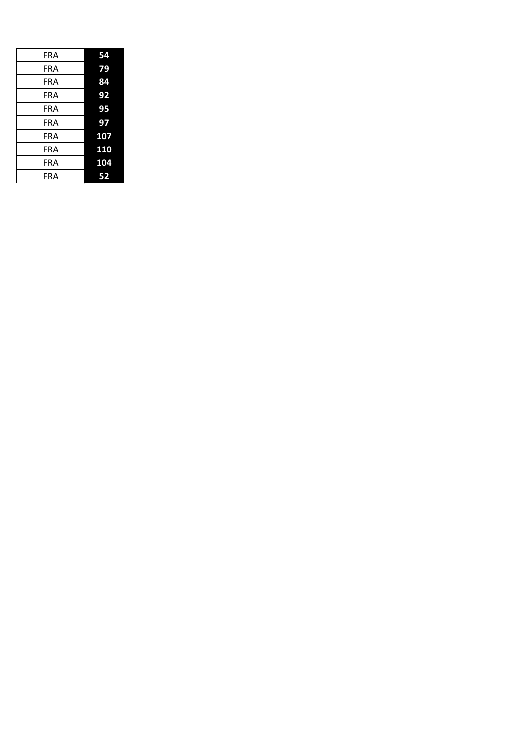| | |
|---|---|
| FRA | **54** |
| FRA | **79** |
| FRA | **84** |
| FRA | **92** |
| FRA | **95** |
| FRA | **97** |
| FRA | **107** |
| FRA | **110** |
| FRA | **104** |
| FRA | **52** |